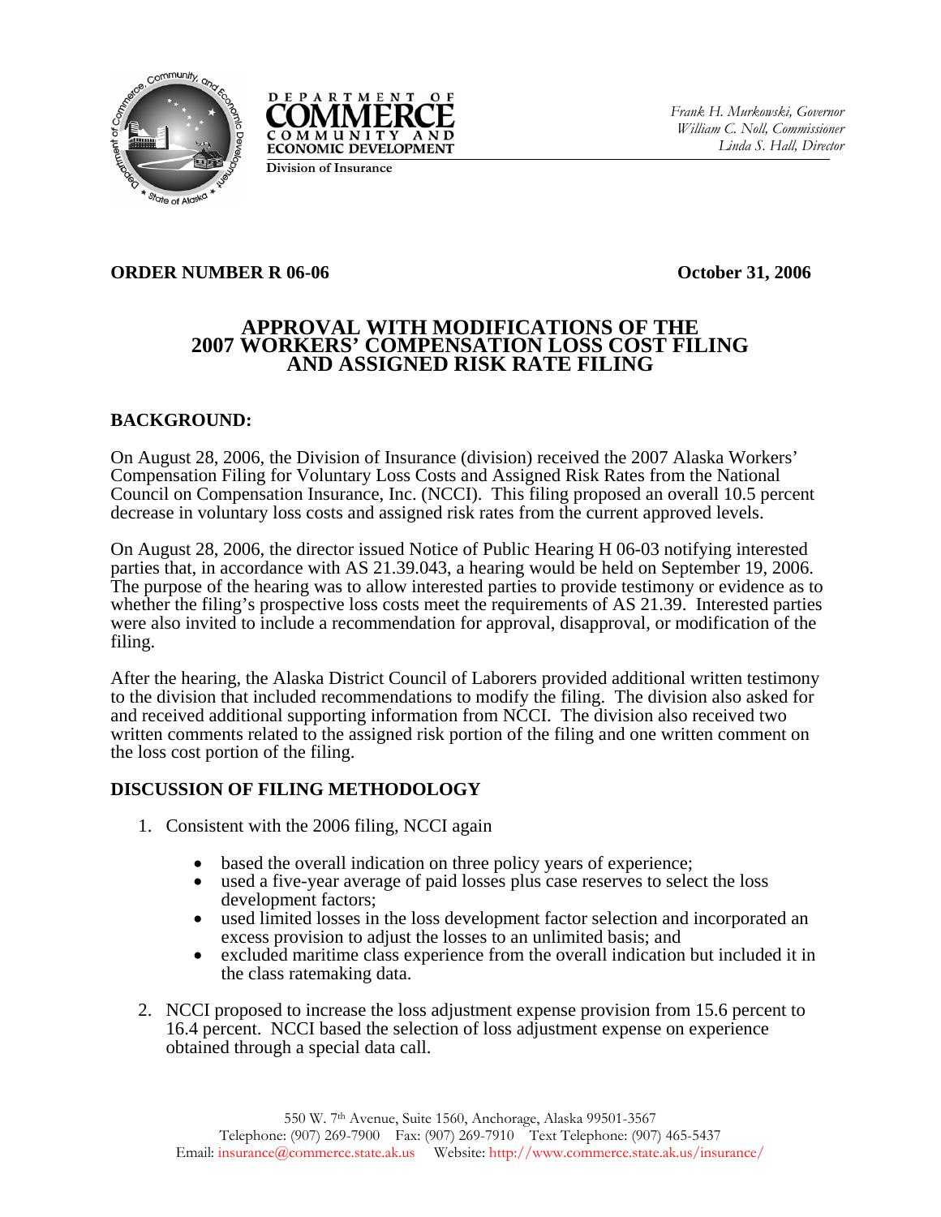DEPARTMENT OF COMMERCE
COMMUNITY AND ECONOMIC DEVELOPMENT
Division of Insurance

*Frank H. Murkowski, Governor*
*William C. Noll, Commissioner*
*Linda S. Hall, Director*

**ORDER NUMBER R 06-06** **October 31, 2006**

# APPROVAL WITH MODIFICATIONS OF THE 2007 WORKERS' COMPENSATION LOSS COST FILING AND ASSIGNED RISK RATE FILING

## BACKGROUND:

On August 28, 2006, the Division of Insurance (division) received the 2007 Alaska Workers' Compensation Filing for Voluntary Loss Costs and Assigned Risk Rates from the National Council on Compensation Insurance, Inc. (NCCI). This filing proposed an overall 10.5 percent decrease in voluntary loss costs and assigned risk rates from the current approved levels.

On August 28, 2006, the director issued Notice of Public Hearing H 06-03 notifying interested parties that, in accordance with AS 21.39.043, a hearing would be held on September 19, 2006. The purpose of the hearing was to allow interested parties to provide testimony or evidence as to whether the filing's prospective loss costs meet the requirements of AS 21.39. Interested parties were also invited to include a recommendation for approval, disapproval, or modification of the filing.

After the hearing, the Alaska District Council of Laborers provided additional written testimony to the division that included recommendations to modify the filing. The division also asked for and received additional supporting information from NCCI. The division also received two written comments related to the assigned risk portion of the filing and one written comment on the loss cost portion of the filing.

## DISCUSSION OF FILING METHODOLOGY

1. Consistent with the 2006 filing, NCCI again
   - based the overall indication on three policy years of experience;
   - used a five-year average of paid losses plus case reserves to select the loss development factors;
   - used limited losses in the loss development factor selection and incorporated an excess provision to adjust the losses to an unlimited basis; and
   - excluded maritime class experience from the overall indication but included it in the class ratemaking data.

2. NCCI proposed to increase the loss adjustment expense provision from 15.6 percent to 16.4 percent. NCCI based the selection of loss adjustment expense on experience obtained through a special data call.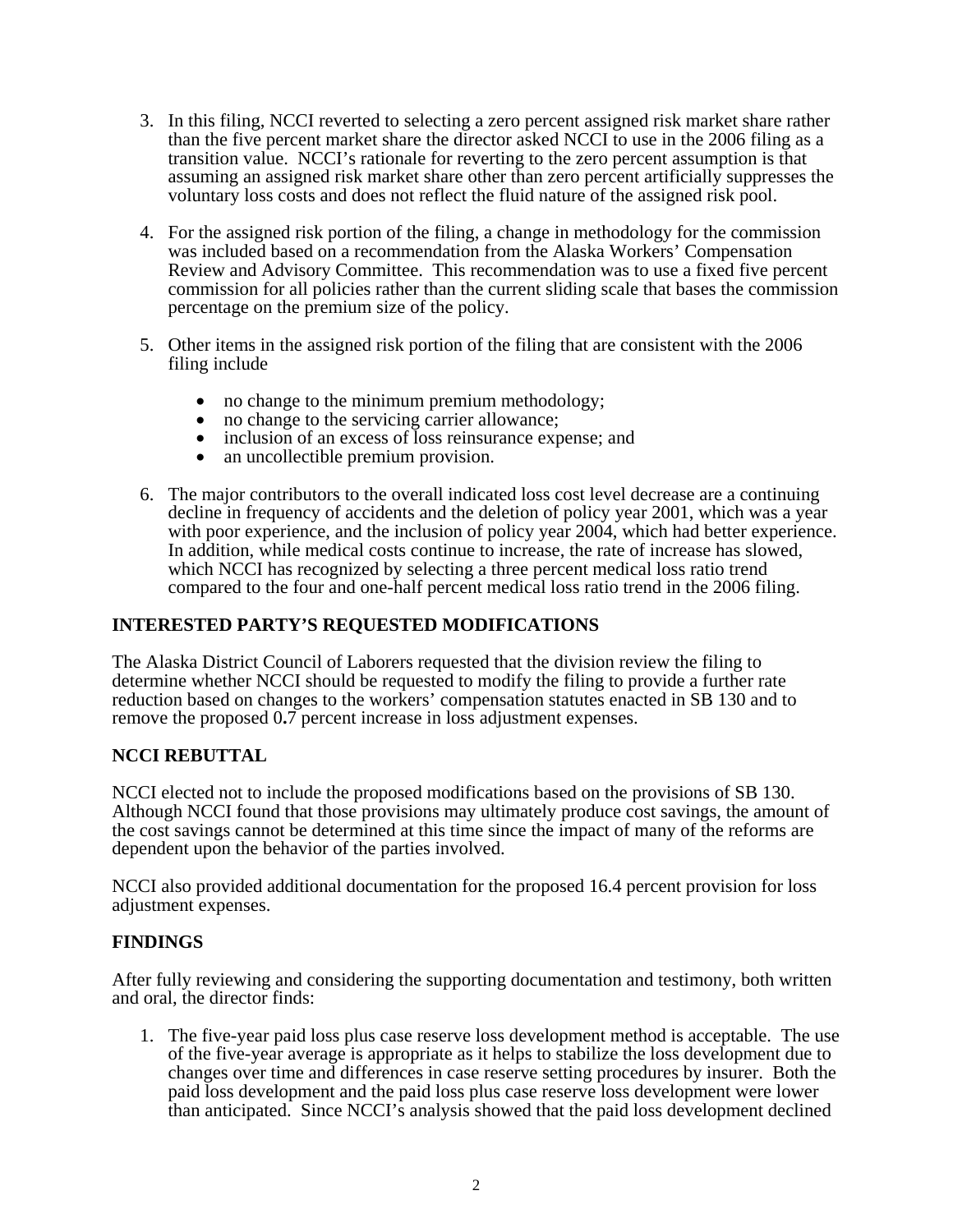3. In this filing, NCCI reverted to selecting a zero percent assigned risk market share rather than the five percent market share the director asked NCCI to use in the 2006 filing as a transition value. NCCI's rationale for reverting to the zero percent assumption is that assuming an assigned risk market share other than zero percent artificially suppresses the voluntary loss costs and does not reflect the fluid nature of the assigned risk pool.

4. For the assigned risk portion of the filing, a change in methodology for the commission was included based on a recommendation from the Alaska Workers' Compensation Review and Advisory Committee. This recommendation was to use a fixed five percent commission for all policies rather than the current sliding scale that bases the commission percentage on the premium size of the policy.

5. Other items in the assigned risk portion of the filing that are consistent with the 2006 filing include

   - no change to the minimum premium methodology;
   - no change to the servicing carrier allowance;
   - inclusion of an excess of loss reinsurance expense; and
   - an uncollectible premium provision.

6. The major contributors to the overall indicated loss cost level decrease are a continuing decline in frequency of accidents and the deletion of policy year 2001, which was a year with poor experience, and the inclusion of policy year 2004, which had better experience. In addition, while medical costs continue to increase, the rate of increase has slowed, which NCCI has recognized by selecting a three percent medical loss ratio trend compared to the four and one-half percent medical loss ratio trend in the 2006 filing.

## INTERESTED PARTY'S REQUESTED MODIFICATIONS

The Alaska District Council of Laborers requested that the division review the filing to determine whether NCCI should be requested to modify the filing to provide a further rate reduction based on changes to the workers' compensation statutes enacted in SB 130 and to remove the proposed 0.7 percent increase in loss adjustment expenses.

## NCCI REBUTTAL

NCCI elected not to include the proposed modifications based on the provisions of SB 130. Although NCCI found that those provisions may ultimately produce cost savings, the amount of the cost savings cannot be determined at this time since the impact of many of the reforms are dependent upon the behavior of the parties involved.

NCCI also provided additional documentation for the proposed 16.4 percent provision for loss adjustment expenses.

## FINDINGS

After fully reviewing and considering the supporting documentation and testimony, both written and oral, the director finds:

1. The five-year paid loss plus case reserve loss development method is acceptable. The use of the five-year average is appropriate as it helps to stabilize the loss development due to changes over time and differences in case reserve setting procedures by insurer. Both the paid loss development and the paid loss plus case reserve loss development were lower than anticipated. Since NCCI's analysis showed that the paid loss development declined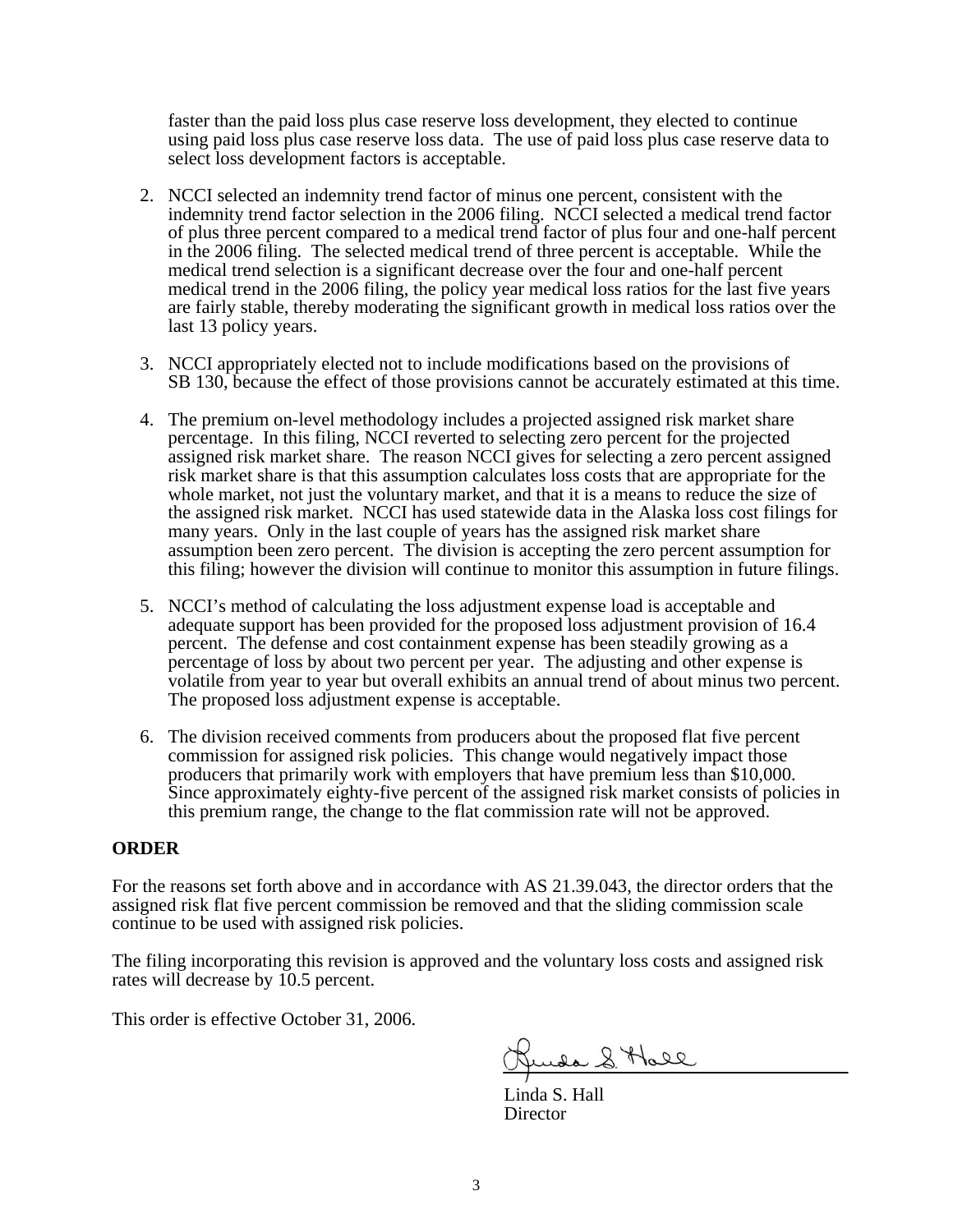faster than the paid loss plus case reserve loss development, they elected to continue using paid loss plus case reserve loss data. The use of paid loss plus case reserve data to select loss development factors is acceptable.

2. NCCI selected an indemnity trend factor of minus one percent, consistent with the indemnity trend factor selection in the 2006 filing. NCCI selected a medical trend factor of plus three percent compared to a medical trend factor of plus four and one-half percent in the 2006 filing. The selected medical trend of three percent is acceptable. While the medical trend selection is a significant decrease over the four and one-half percent medical trend in the 2006 filing, the policy year medical loss ratios for the last five years are fairly stable, thereby moderating the significant growth in medical loss ratios over the last 13 policy years.

3. NCCI appropriately elected not to include modifications based on the provisions of SB 130, because the effect of those provisions cannot be accurately estimated at this time.

4. The premium on-level methodology includes a projected assigned risk market share percentage. In this filing, NCCI reverted to selecting zero percent for the projected assigned risk market share. The reason NCCI gives for selecting a zero percent assigned risk market share is that this assumption calculates loss costs that are appropriate for the whole market, not just the voluntary market, and that it is a means to reduce the size of the assigned risk market. NCCI has used statewide data in the Alaska loss cost filings for many years. Only in the last couple of years has the assigned risk market share assumption been zero percent. The division is accepting the zero percent assumption for this filing; however the division will continue to monitor this assumption in future filings.

5. NCCI's method of calculating the loss adjustment expense load is acceptable and adequate support has been provided for the proposed loss adjustment provision of 16.4 percent. The defense and cost containment expense has been steadily growing as a percentage of loss by about two percent per year. The adjusting and other expense is volatile from year to year but overall exhibits an annual trend of about minus two percent. The proposed loss adjustment expense is acceptable.

6. The division received comments from producers about the proposed flat five percent commission for assigned risk policies. This change would negatively impact those producers that primarily work with employers that have premium less than $10,000. Since approximately eighty-five percent of the assigned risk market consists of policies in this premium range, the change to the flat commission rate will not be approved.

**ORDER**

For the reasons set forth above and in accordance with AS 21.39.043, the director orders that the assigned risk flat five percent commission be removed and that the sliding commission scale continue to be used with assigned risk policies.

The filing incorporating this revision is approved and the voluntary loss costs and assigned risk rates will decrease by 10.5 percent.

This order is effective October 31, 2006.

Linda S. Hall
Director